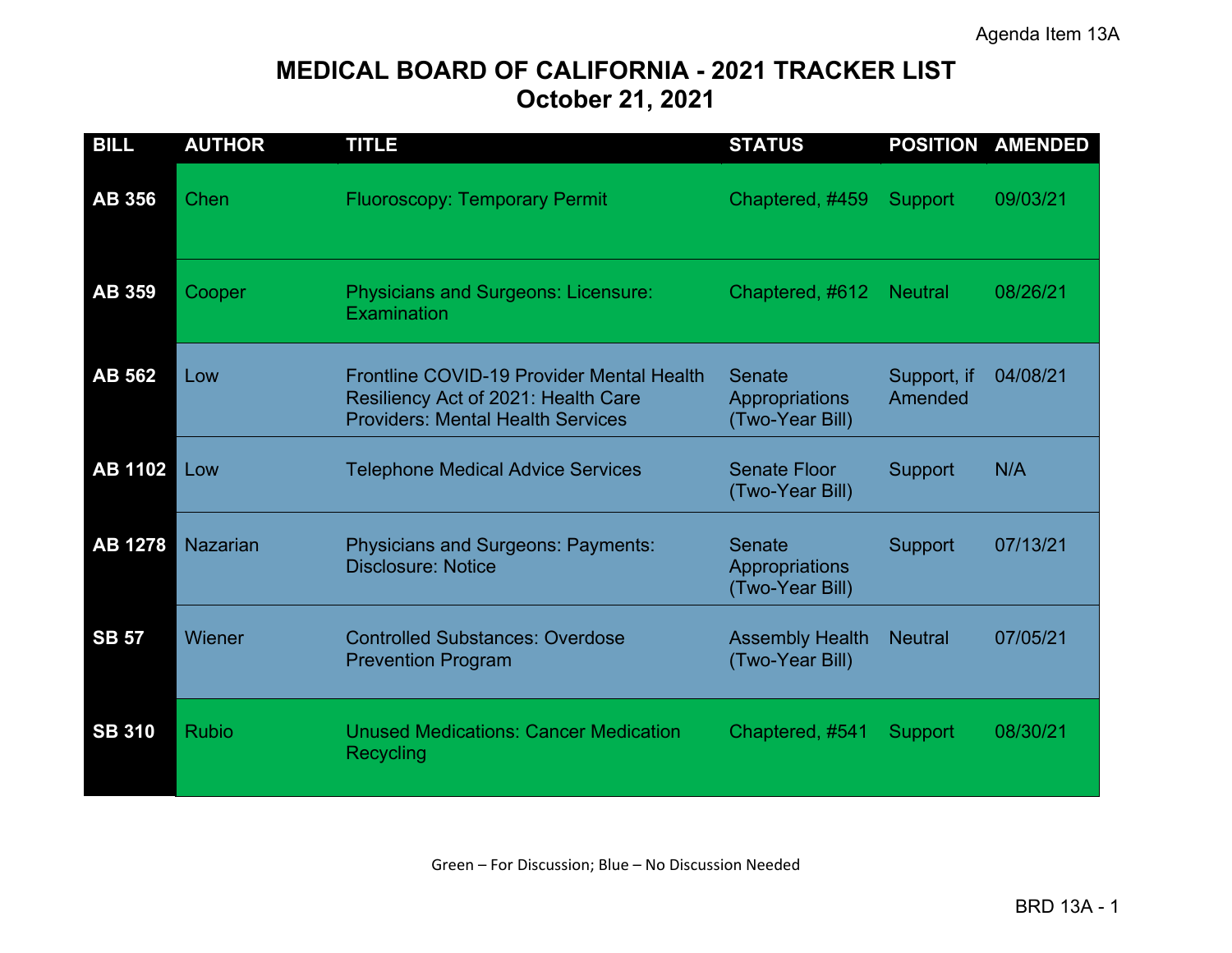Agenda Item 13A

# MEDICAL BOARD OF CALIFORNIA - 2021 TRACKER LIST
## October 21, 2021

| BILL | AUTHOR | TITLE | STATUS | POSITION | AMENDED |
|---|---|---|---|---|---|
| AB 356 | Chen | Fluoroscopy: Temporary Permit | Chaptered, #459 | Support | 09/03/21 |
| AB 359 | Cooper | Physicians and Surgeons: Licensure: Examination | Chaptered, #612 | Neutral | 08/26/21 |
| AB 562 | Low | Frontline COVID-19 Provider Mental Health Resiliency Act of 2021: Health Care Providers: Mental Health Services | Senate Appropriations (Two-Year Bill) | Support, if Amended | 04/08/21 |
| AB 1102 | Low | Telephone Medical Advice Services | Senate Floor (Two-Year Bill) | Support | N/A |
| AB 1278 | Nazarian | Physicians and Surgeons: Payments: Disclosure: Notice | Senate Appropriations (Two-Year Bill) | Support | 07/13/21 |
| SB 57 | Wiener | Controlled Substances: Overdose Prevention Program | Assembly Health (Two-Year Bill) | Neutral | 07/05/21 |
| SB 310 | Rubio | Unused Medications: Cancer Medication Recycling | Chaptered, #541 | Support | 08/30/21 |

Green – For Discussion; Blue – No Discussion Needed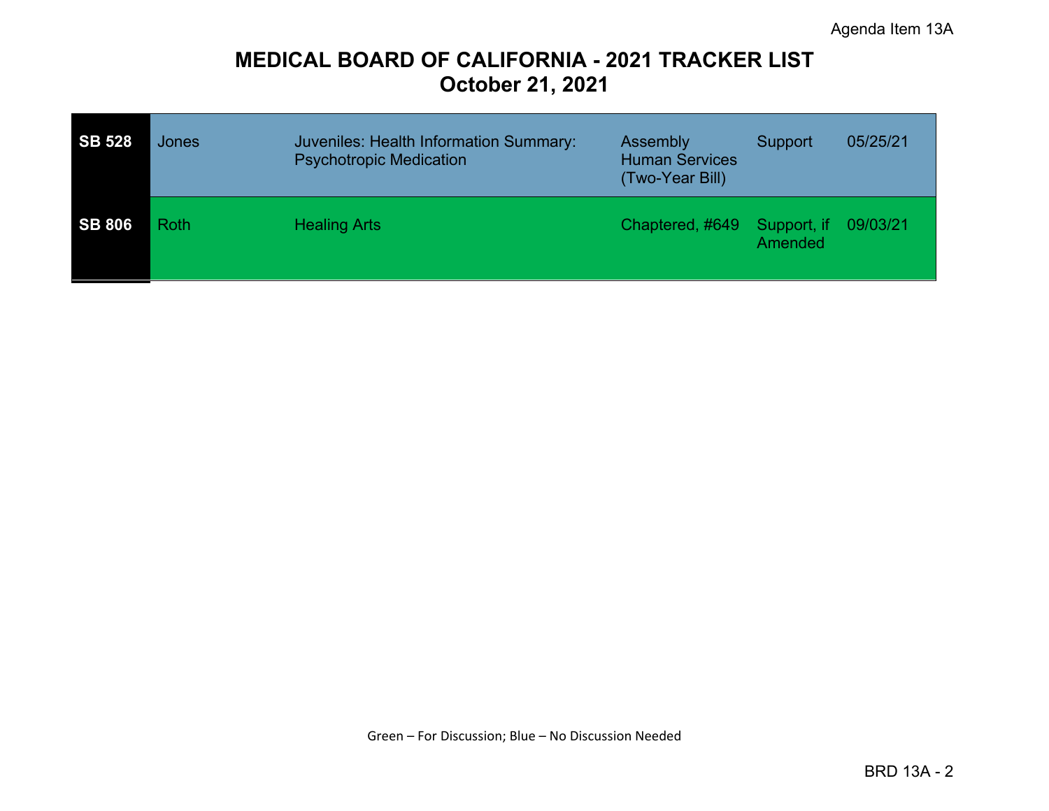# MEDICAL BOARD OF CALIFORNIA - 2021 TRACKER LIST
## October 21, 2021

| | | | | | |
|---|---|---|---|---|---|
| **SB 528** | Jones | Juveniles: Health Information Summary: Psychotropic Medication | Assembly Human Services (Two-Year Bill) | Support | 05/25/21 |
| **SB 806** | Roth | Healing Arts | Chaptered, #649 | Support, if Amended | 09/03/21 |

Green – For Discussion; Blue – No Discussion Needed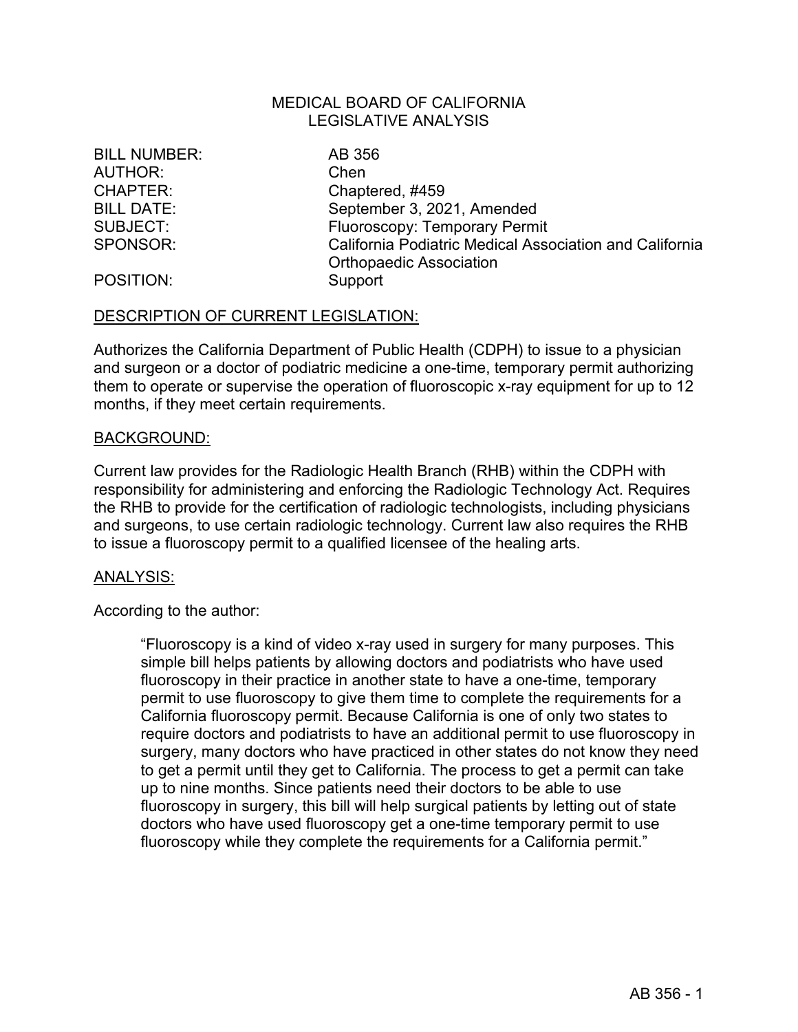MEDICAL BOARD OF CALIFORNIA
LEGISLATIVE ANALYSIS

| | |
|---|---|
| BILL NUMBER: | AB 356 |
| AUTHOR: | Chen |
| CHAPTER: | Chaptered, #459 |
| BILL DATE: | September 3, 2021, Amended |
| SUBJECT: | Fluoroscopy: Temporary Permit |
| SPONSOR: | California Podiatric Medical Association and California Orthopaedic Association |
| POSITION: | Support |

## DESCRIPTION OF CURRENT LEGISLATION:

Authorizes the California Department of Public Health (CDPH) to issue to a physician and surgeon or a doctor of podiatric medicine a one-time, temporary permit authorizing them to operate or supervise the operation of fluoroscopic x-ray equipment for up to 12 months, if they meet certain requirements.

## BACKGROUND:

Current law provides for the Radiologic Health Branch (RHB) within the CDPH with responsibility for administering and enforcing the Radiologic Technology Act. Requires the RHB to provide for the certification of radiologic technologists, including physicians and surgeons, to use certain radiologic technology. Current law also requires the RHB to issue a fluoroscopy permit to a qualified licensee of the healing arts.

## ANALYSIS:

According to the author:

> "Fluoroscopy is a kind of video x-ray used in surgery for many purposes. This simple bill helps patients by allowing doctors and podiatrists who have used fluoroscopy in their practice in another state to have a one-time, temporary permit to use fluoroscopy to give them time to complete the requirements for a California fluoroscopy permit. Because California is one of only two states to require doctors and podiatrists to have an additional permit to use fluoroscopy in surgery, many doctors who have practiced in other states do not know they need to get a permit until they get to California. The process to get a permit can take up to nine months. Since patients need their doctors to be able to use fluoroscopy in surgery, this bill will help surgical patients by letting out of state doctors who have used fluoroscopy get a one-time temporary permit to use fluoroscopy while they complete the requirements for a California permit."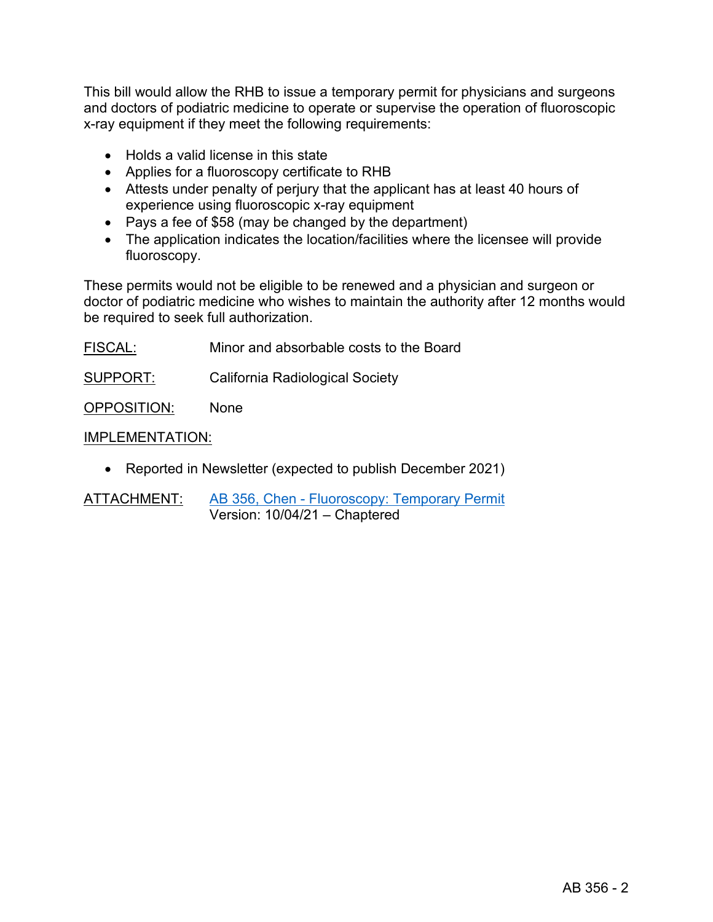This bill would allow the RHB to issue a temporary permit for physicians and surgeons and doctors of podiatric medicine to operate or supervise the operation of fluoroscopic x-ray equipment if they meet the following requirements:

- Holds a valid license in this state
- Applies for a fluoroscopy certificate to RHB
- Attests under penalty of perjury that the applicant has at least 40 hours of experience using fluoroscopic x-ray equipment
- Pays a fee of $58 (may be changed by the department)
- The application indicates the location/facilities where the licensee will provide fluoroscopy.

These permits would not be eligible to be renewed and a physician and surgeon or doctor of podiatric medicine who wishes to maintain the authority after 12 months would be required to seek full authorization.

FISCAL: Minor and absorbable costs to the Board

SUPPORT: California Radiological Society

OPPOSITION: None

IMPLEMENTATION:

- Reported in Newsletter (expected to publish December 2021)

ATTACHMENT: AB 356, Chen - Fluoroscopy: Temporary Permit
Version: 10/04/21 – Chaptered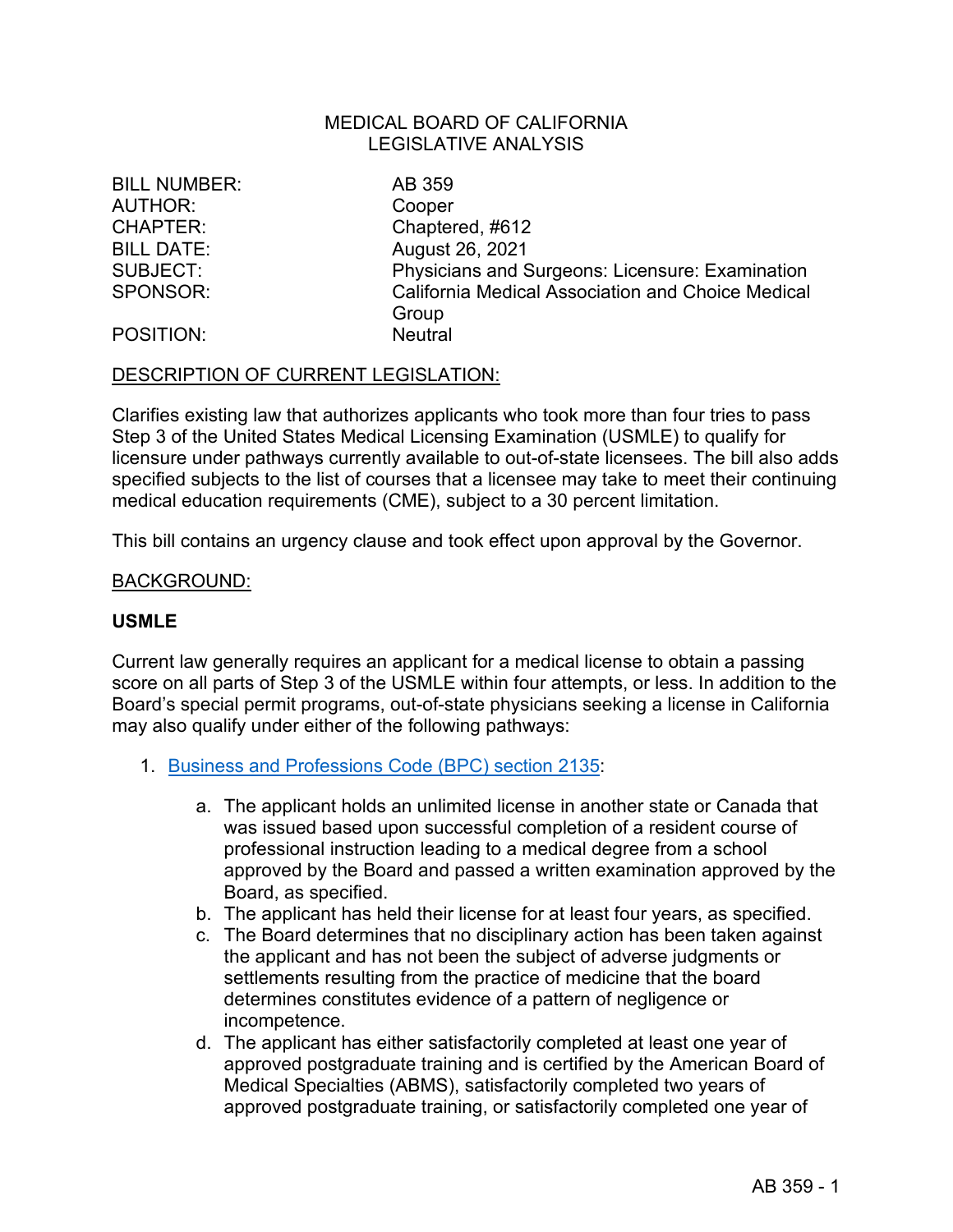MEDICAL BOARD OF CALIFORNIA
LEGISLATIVE ANALYSIS

| | |
|---|---|
| BILL NUMBER: | AB 359 |
| AUTHOR: | Cooper |
| CHAPTER: | Chaptered, #612 |
| BILL DATE: | August 26, 2021 |
| SUBJECT: | Physicians and Surgeons: Licensure: Examination |
| SPONSOR: | California Medical Association and Choice Medical Group |
| POSITION: | Neutral |

## DESCRIPTION OF CURRENT LEGISLATION:

Clarifies existing law that authorizes applicants who took more than four tries to pass Step 3 of the United States Medical Licensing Examination (USMLE) to qualify for licensure under pathways currently available to out-of-state licensees. The bill also adds specified subjects to the list of courses that a licensee may take to meet their continuing medical education requirements (CME), subject to a 30 percent limitation.

This bill contains an urgency clause and took effect upon approval by the Governor.

## BACKGROUND:

### USMLE

Current law generally requires an applicant for a medical license to obtain a passing score on all parts of Step 3 of the USMLE within four attempts, or less. In addition to the Board's special permit programs, out-of-state physicians seeking a license in California may also qualify under either of the following pathways:

1. Business and Professions Code (BPC) section 2135:

    a. The applicant holds an unlimited license in another state or Canada that was issued based upon successful completion of a resident course of professional instruction leading to a medical degree from a school approved by the Board and passed a written examination approved by the Board, as specified.
    b. The applicant has held their license for at least four years, as specified.
    c. The Board determines that no disciplinary action has been taken against the applicant and has not been the subject of adverse judgments or settlements resulting from the practice of medicine that the board determines constitutes evidence of a pattern of negligence or incompetence.
    d. The applicant has either satisfactorily completed at least one year of approved postgraduate training and is certified by the American Board of Medical Specialties (ABMS), satisfactorily completed two years of approved postgraduate training, or satisfactorily completed one year of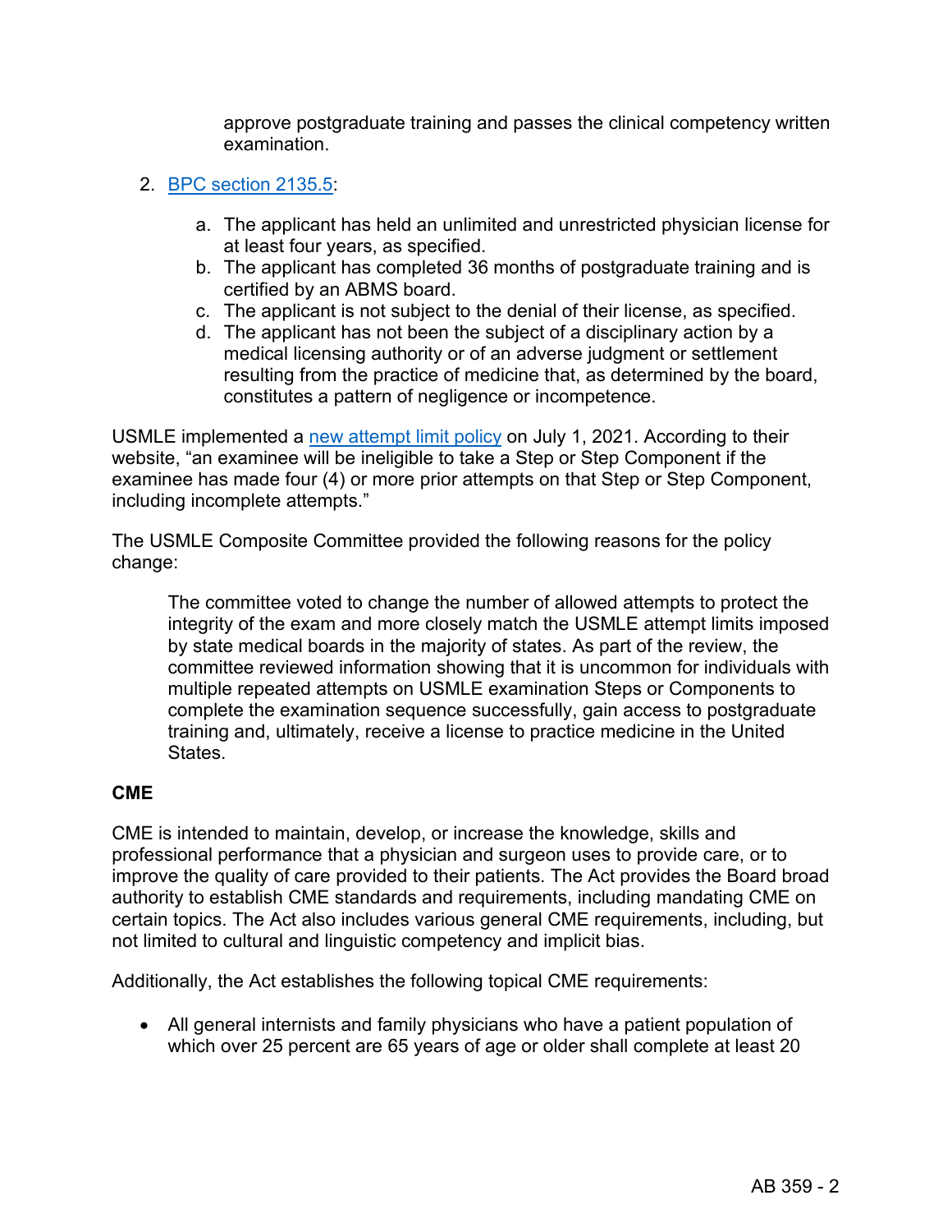approve postgraduate training and passes the clinical competency written examination.

2. [BPC section 2135.5](#):

    a. The applicant has held an unlimited and unrestricted physician license for at least four years, as specified.
    b. The applicant has completed 36 months of postgraduate training and is certified by an ABMS board.
    c. The applicant is not subject to the denial of their license, as specified.
    d. The applicant has not been the subject of a disciplinary action by a medical licensing authority or of an adverse judgment or settlement resulting from the practice of medicine that, as determined by the board, constitutes a pattern of negligence or incompetence.

USMLE implemented a [new attempt limit policy](#) on July 1, 2021. According to their website, "an examinee will be ineligible to take a Step or Step Component if the examinee has made four (4) or more prior attempts on that Step or Step Component, including incomplete attempts."

The USMLE Composite Committee provided the following reasons for the policy change:

> The committee voted to change the number of allowed attempts to protect the integrity of the exam and more closely match the USMLE attempt limits imposed by state medical boards in the majority of states. As part of the review, the committee reviewed information showing that it is uncommon for individuals with multiple repeated attempts on USMLE examination Steps or Components to complete the examination sequence successfully, gain access to postgraduate training and, ultimately, receive a license to practice medicine in the United States.

**CME**

CME is intended to maintain, develop, or increase the knowledge, skills and professional performance that a physician and surgeon uses to provide care, or to improve the quality of care provided to their patients. The Act provides the Board broad authority to establish CME standards and requirements, including mandating CME on certain topics. The Act also includes various general CME requirements, including, but not limited to cultural and linguistic competency and implicit bias.

Additionally, the Act establishes the following topical CME requirements:

- All general internists and family physicians who have a patient population of which over 25 percent are 65 years of age or older shall complete at least 20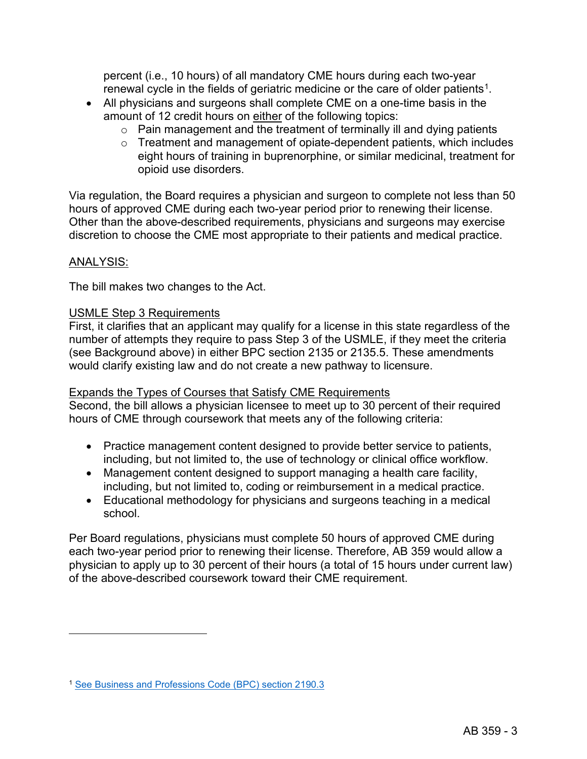percent (i.e., 10 hours) of all mandatory CME hours during each two-year renewal cycle in the fields of geriatric medicine or the care of older patients[1].

- All physicians and surgeons shall complete CME on a one-time basis in the amount of 12 credit hours on <u>either</u> of the following topics:
  - Pain management and the treatment of terminally ill and dying patients
  - Treatment and management of opiate-dependent patients, which includes eight hours of training in buprenorphine, or similar medicinal, treatment for opioid use disorders.

Via regulation, the Board requires a physician and surgeon to complete not less than 50 hours of approved CME during each two-year period prior to renewing their license. Other than the above-described requirements, physicians and surgeons may exercise discretion to choose the CME most appropriate to their patients and medical practice.

## <u>ANALYSIS:</u>

The bill makes two changes to the Act.

### <u>USMLE Step 3 Requirements</u>

First, it clarifies that an applicant may qualify for a license in this state regardless of the number of attempts they require to pass Step 3 of the USMLE, if they meet the criteria (see Background above) in either BPC section 2135 or 2135.5. These amendments would clarify existing law and do not create a new pathway to licensure.

### <u>Expands the Types of Courses that Satisfy CME Requirements</u>

Second, the bill allows a physician licensee to meet up to 30 percent of their required hours of CME through coursework that meets any of the following criteria:

- Practice management content designed to provide better service to patients, including, but not limited to, the use of technology or clinical office workflow.
- Management content designed to support managing a health care facility, including, but not limited to, coding or reimbursement in a medical practice.
- Educational methodology for physicians and surgeons teaching in a medical school.

Per Board regulations, physicians must complete 50 hours of approved CME during each two-year period prior to renewing their license. Therefore, AB 359 would allow a physician to apply up to 30 percent of their hours (a total of 15 hours under current law) of the above-described coursework toward their CME requirement.

---

[1] See Business and Professions Code (BPC) section 2190.3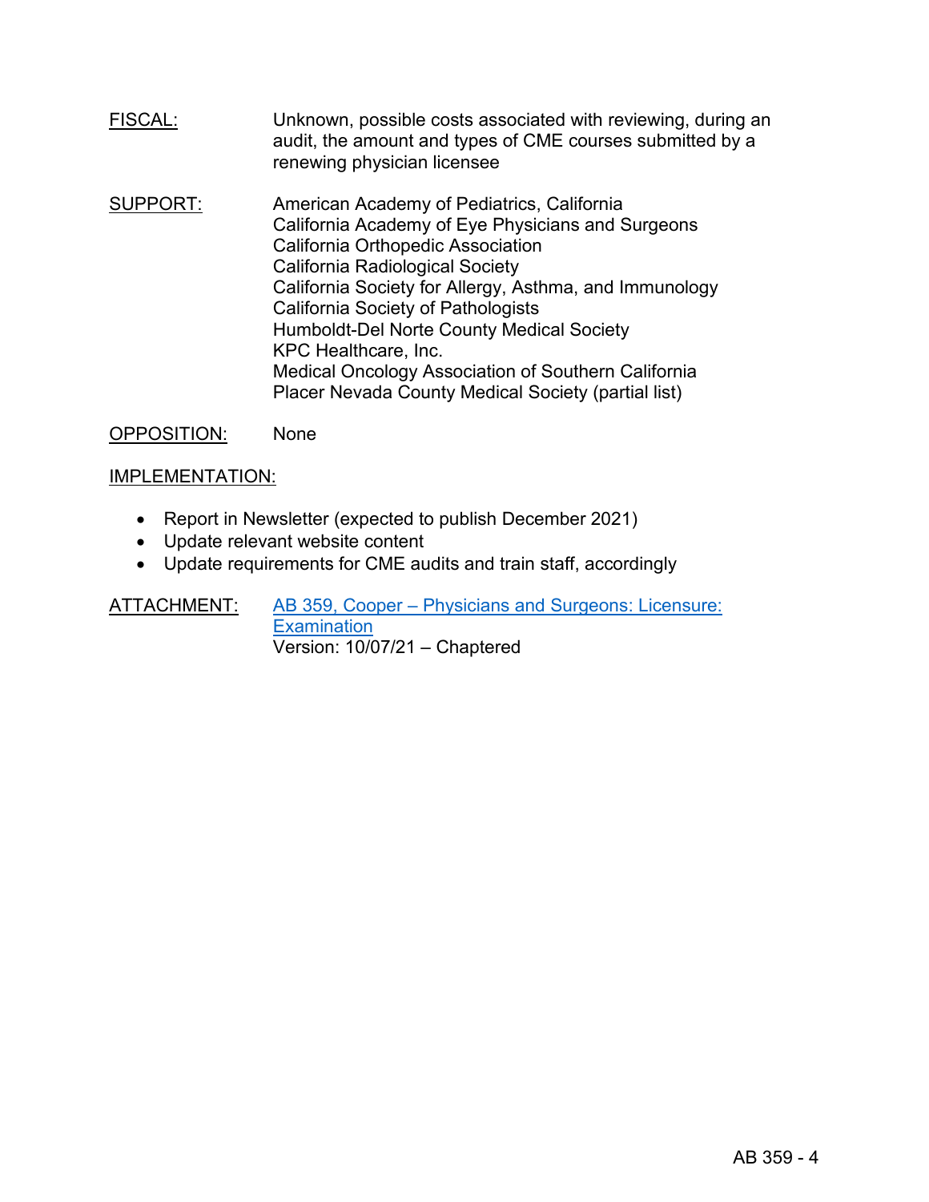FISCAL: Unknown, possible costs associated with reviewing, during an audit, the amount and types of CME courses submitted by a renewing physician licensee

SUPPORT:
American Academy of Pediatrics, California
California Academy of Eye Physicians and Surgeons
California Orthopedic Association
California Radiological Society
California Society for Allergy, Asthma, and Immunology
California Society of Pathologists
Humboldt-Del Norte County Medical Society
KPC Healthcare, Inc.
Medical Oncology Association of Southern California
Placer Nevada County Medical Society (partial list)

OPPOSITION: None

IMPLEMENTATION:

- Report in Newsletter (expected to publish December 2021)
- Update relevant website content
- Update requirements for CME audits and train staff, accordingly

ATTACHMENT: AB 359, Cooper – Physicians and Surgeons: Licensure: Examination
Version: 10/07/21 – Chaptered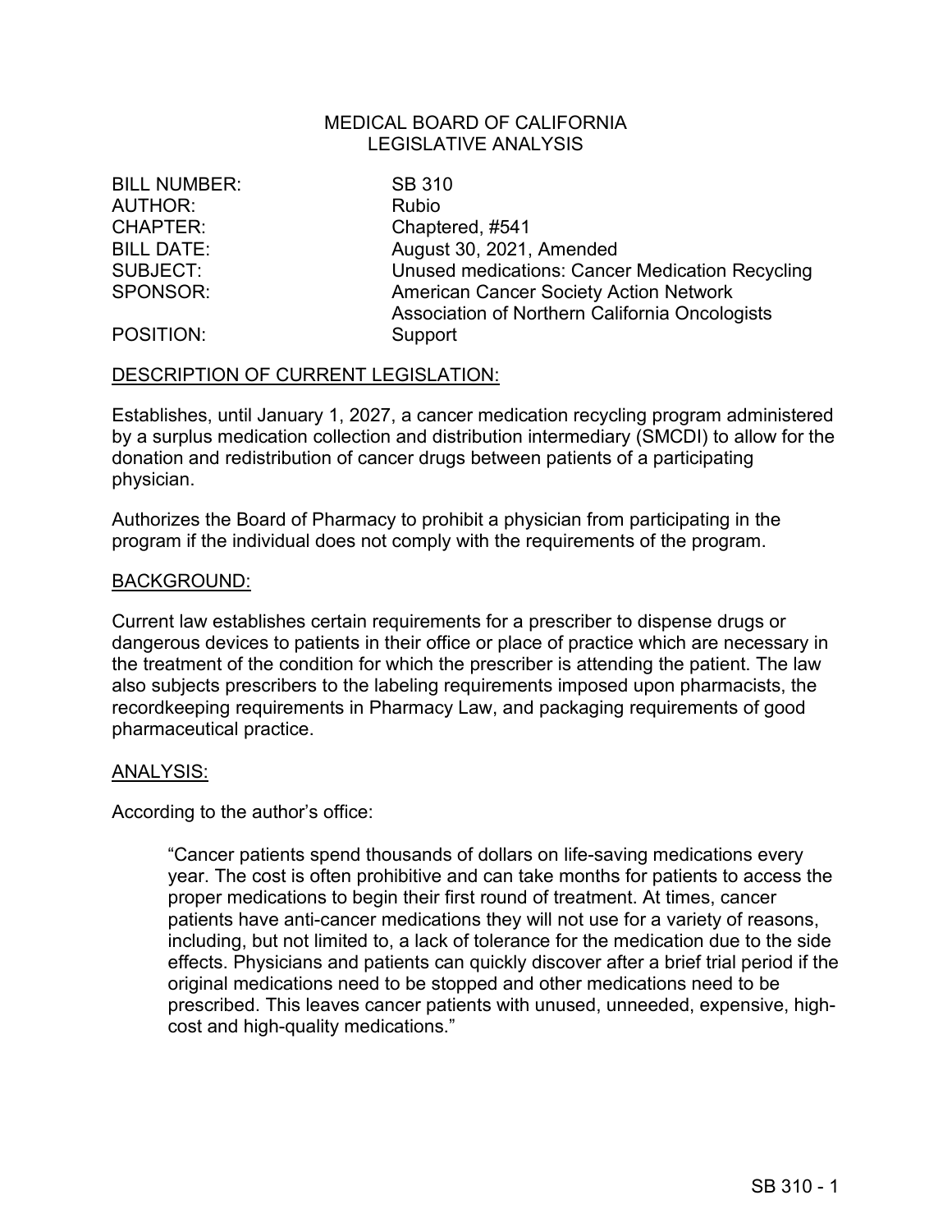MEDICAL BOARD OF CALIFORNIA
LEGISLATIVE ANALYSIS

| | |
|---|---|
| BILL NUMBER: | SB 310 |
| AUTHOR: | Rubio |
| CHAPTER: | Chaptered, #541 |
| BILL DATE: | August 30, 2021, Amended |
| SUBJECT: | Unused medications: Cancer Medication Recycling |
| SPONSOR: | American Cancer Society Action Network<br>Association of Northern California Oncologists |
| POSITION: | Support |

## DESCRIPTION OF CURRENT LEGISLATION:

Establishes, until January 1, 2027, a cancer medication recycling program administered by a surplus medication collection and distribution intermediary (SMCDI) to allow for the donation and redistribution of cancer drugs between patients of a participating physician.

Authorizes the Board of Pharmacy to prohibit a physician from participating in the program if the individual does not comply with the requirements of the program.

## BACKGROUND:

Current law establishes certain requirements for a prescriber to dispense drugs or dangerous devices to patients in their office or place of practice which are necessary in the treatment of the condition for which the prescriber is attending the patient. The law also subjects prescribers to the labeling requirements imposed upon pharmacists, the recordkeeping requirements in Pharmacy Law, and packaging requirements of good pharmaceutical practice.

## ANALYSIS:

According to the author's office:

> "Cancer patients spend thousands of dollars on life-saving medications every year. The cost is often prohibitive and can take months for patients to access the proper medications to begin their first round of treatment. At times, cancer patients have anti-cancer medications they will not use for a variety of reasons, including, but not limited to, a lack of tolerance for the medication due to the side effects. Physicians and patients can quickly discover after a brief trial period if the original medications need to be stopped and other medications need to be prescribed. This leaves cancer patients with unused, unneeded, expensive, high-cost and high-quality medications."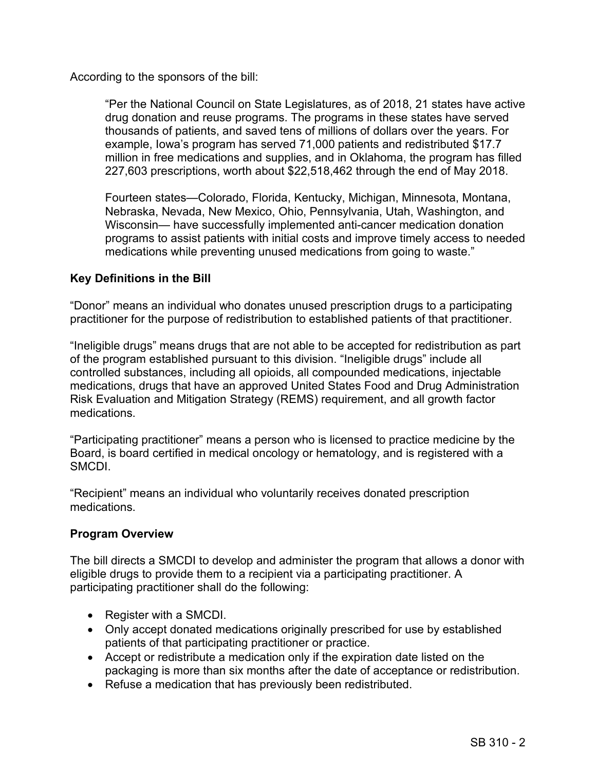According to the sponsors of the bill:

> "Per the National Council on State Legislatures, as of 2018, 21 states have active drug donation and reuse programs. The programs in these states have served thousands of patients, and saved tens of millions of dollars over the years. For example, Iowa's program has served 71,000 patients and redistributed $17.7 million in free medications and supplies, and in Oklahoma, the program has filled 227,603 prescriptions, worth about $22,518,462 through the end of May 2018.
>
> Fourteen states—Colorado, Florida, Kentucky, Michigan, Minnesota, Montana, Nebraska, Nevada, New Mexico, Ohio, Pennsylvania, Utah, Washington, and Wisconsin— have successfully implemented anti-cancer medication donation programs to assist patients with initial costs and improve timely access to needed medications while preventing unused medications from going to waste."

**Key Definitions in the Bill**

"Donor" means an individual who donates unused prescription drugs to a participating practitioner for the purpose of redistribution to established patients of that practitioner.

"Ineligible drugs" means drugs that are not able to be accepted for redistribution as part of the program established pursuant to this division. "Ineligible drugs" include all controlled substances, including all opioids, all compounded medications, injectable medications, drugs that have an approved United States Food and Drug Administration Risk Evaluation and Mitigation Strategy (REMS) requirement, and all growth factor medications.

"Participating practitioner" means a person who is licensed to practice medicine by the Board, is board certified in medical oncology or hematology, and is registered with a SMCDI.

"Recipient" means an individual who voluntarily receives donated prescription medications.

**Program Overview**

The bill directs a SMCDI to develop and administer the program that allows a donor with eligible drugs to provide them to a recipient via a participating practitioner. A participating practitioner shall do the following:

- Register with a SMCDI.
- Only accept donated medications originally prescribed for use by established patients of that participating practitioner or practice.
- Accept or redistribute a medication only if the expiration date listed on the packaging is more than six months after the date of acceptance or redistribution.
- Refuse a medication that has previously been redistributed.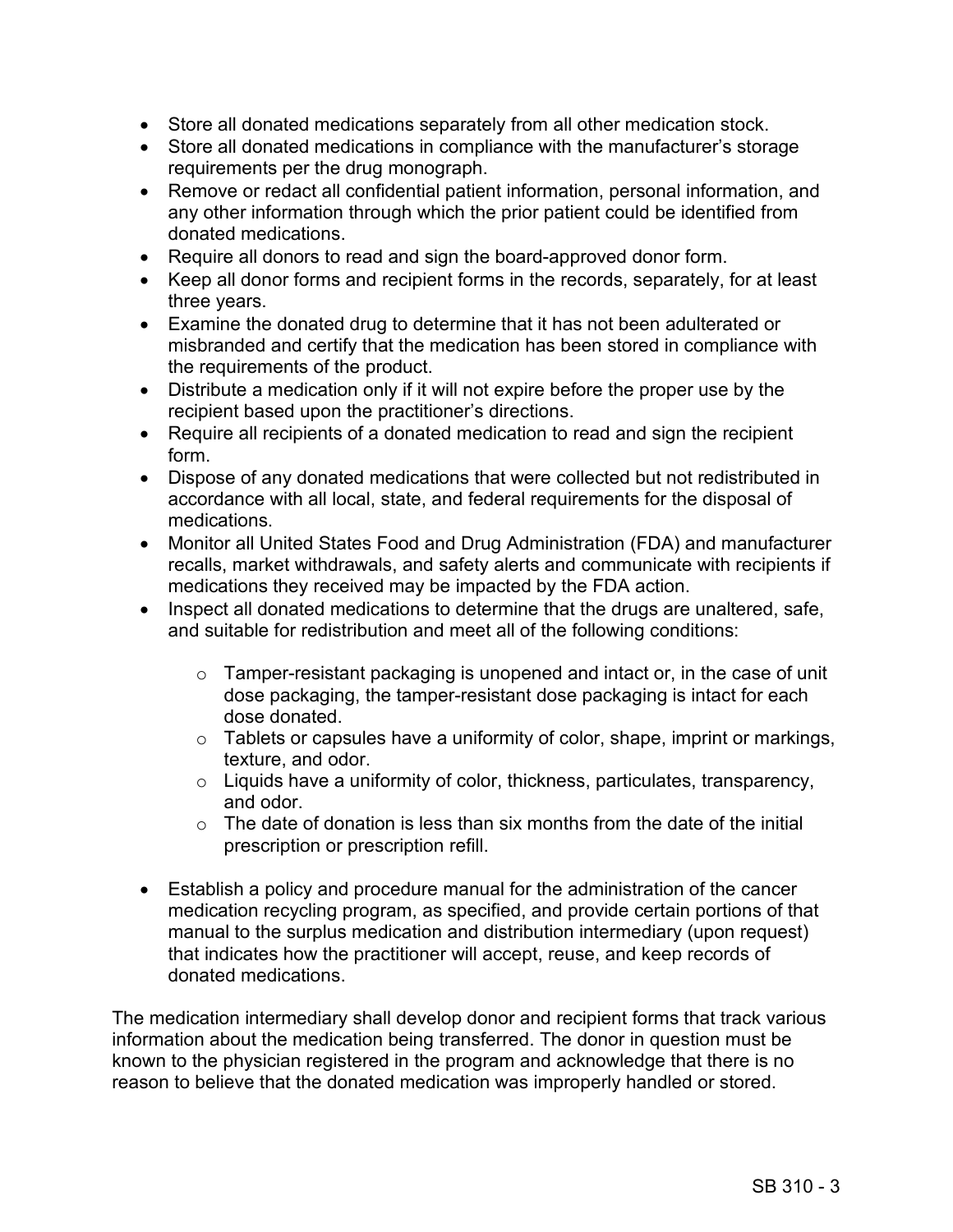- Store all donated medications separately from all other medication stock.
- Store all donated medications in compliance with the manufacturer's storage requirements per the drug monograph.
- Remove or redact all confidential patient information, personal information, and any other information through which the prior patient could be identified from donated medications.
- Require all donors to read and sign the board-approved donor form.
- Keep all donor forms and recipient forms in the records, separately, for at least three years.
- Examine the donated drug to determine that it has not been adulterated or misbranded and certify that the medication has been stored in compliance with the requirements of the product.
- Distribute a medication only if it will not expire before the proper use by the recipient based upon the practitioner's directions.
- Require all recipients of a donated medication to read and sign the recipient form.
- Dispose of any donated medications that were collected but not redistributed in accordance with all local, state, and federal requirements for the disposal of medications.
- Monitor all United States Food and Drug Administration (FDA) and manufacturer recalls, market withdrawals, and safety alerts and communicate with recipients if medications they received may be impacted by the FDA action.
- Inspect all donated medications to determine that the drugs are unaltered, safe, and suitable for redistribution and meet all of the following conditions:
    - Tamper-resistant packaging is unopened and intact or, in the case of unit dose packaging, the tamper-resistant dose packaging is intact for each dose donated.
    - Tablets or capsules have a uniformity of color, shape, imprint or markings, texture, and odor.
    - Liquids have a uniformity of color, thickness, particulates, transparency, and odor.
    - The date of donation is less than six months from the date of the initial prescription or prescription refill.
- Establish a policy and procedure manual for the administration of the cancer medication recycling program, as specified, and provide certain portions of that manual to the surplus medication and distribution intermediary (upon request) that indicates how the practitioner will accept, reuse, and keep records of donated medications.

The medication intermediary shall develop donor and recipient forms that track various information about the medication being transferred. The donor in question must be known to the physician registered in the program and acknowledge that there is no reason to believe that the donated medication was improperly handled or stored.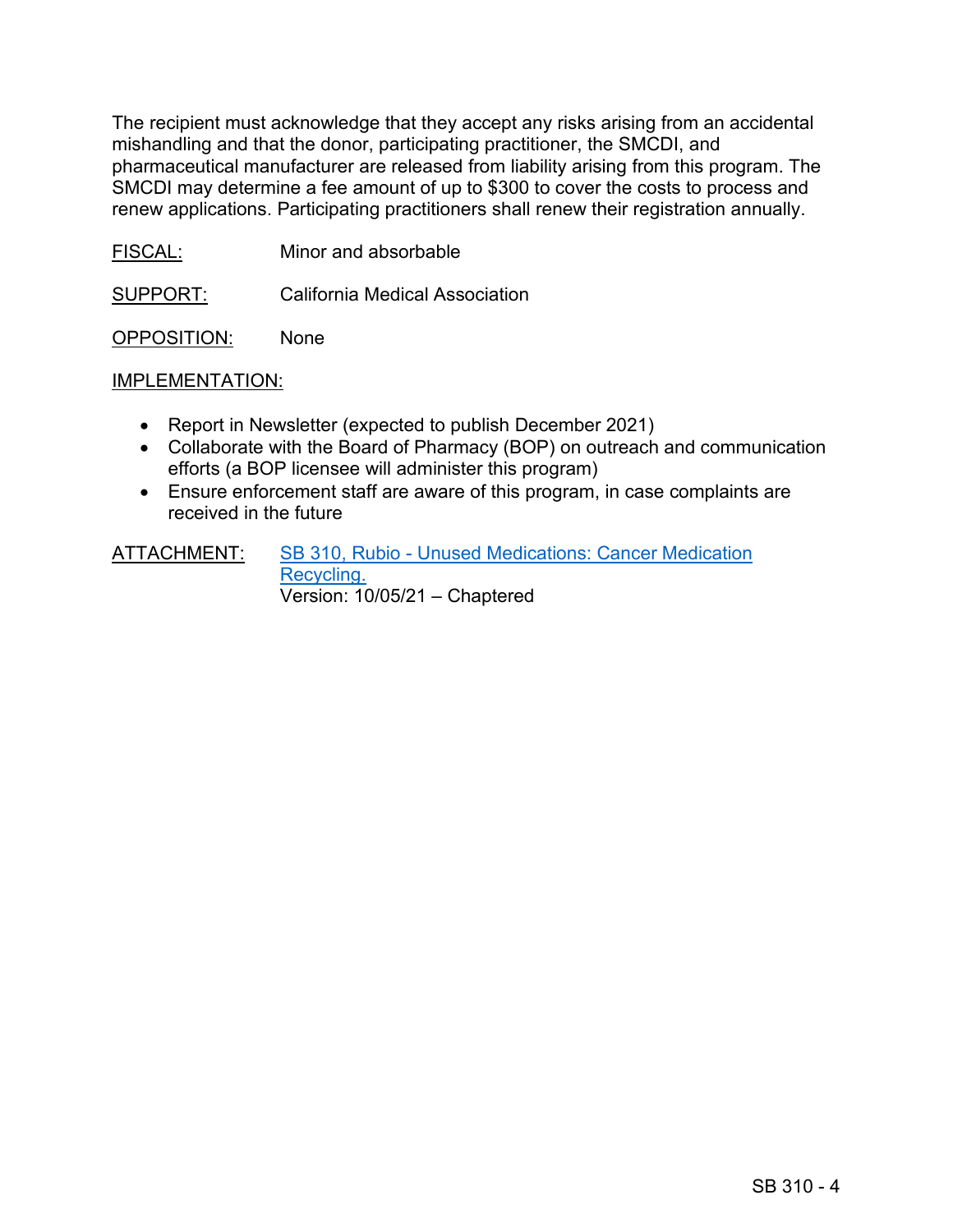The recipient must acknowledge that they accept any risks arising from an accidental mishandling and that the donor, participating practitioner, the SMCDI, and pharmaceutical manufacturer are released from liability arising from this program. The SMCDI may determine a fee amount of up to $300 to cover the costs to process and renew applications. Participating practitioners shall renew their registration annually.

FISCAL: Minor and absorbable

SUPPORT: California Medical Association

OPPOSITION: None

IMPLEMENTATION:

- Report in Newsletter (expected to publish December 2021)
- Collaborate with the Board of Pharmacy (BOP) on outreach and communication efforts (a BOP licensee will administer this program)
- Ensure enforcement staff are aware of this program, in case complaints are received in the future

ATTACHMENT: SB 310, Rubio - Unused Medications: Cancer Medication Recycling.
Version: 10/05/21 – Chaptered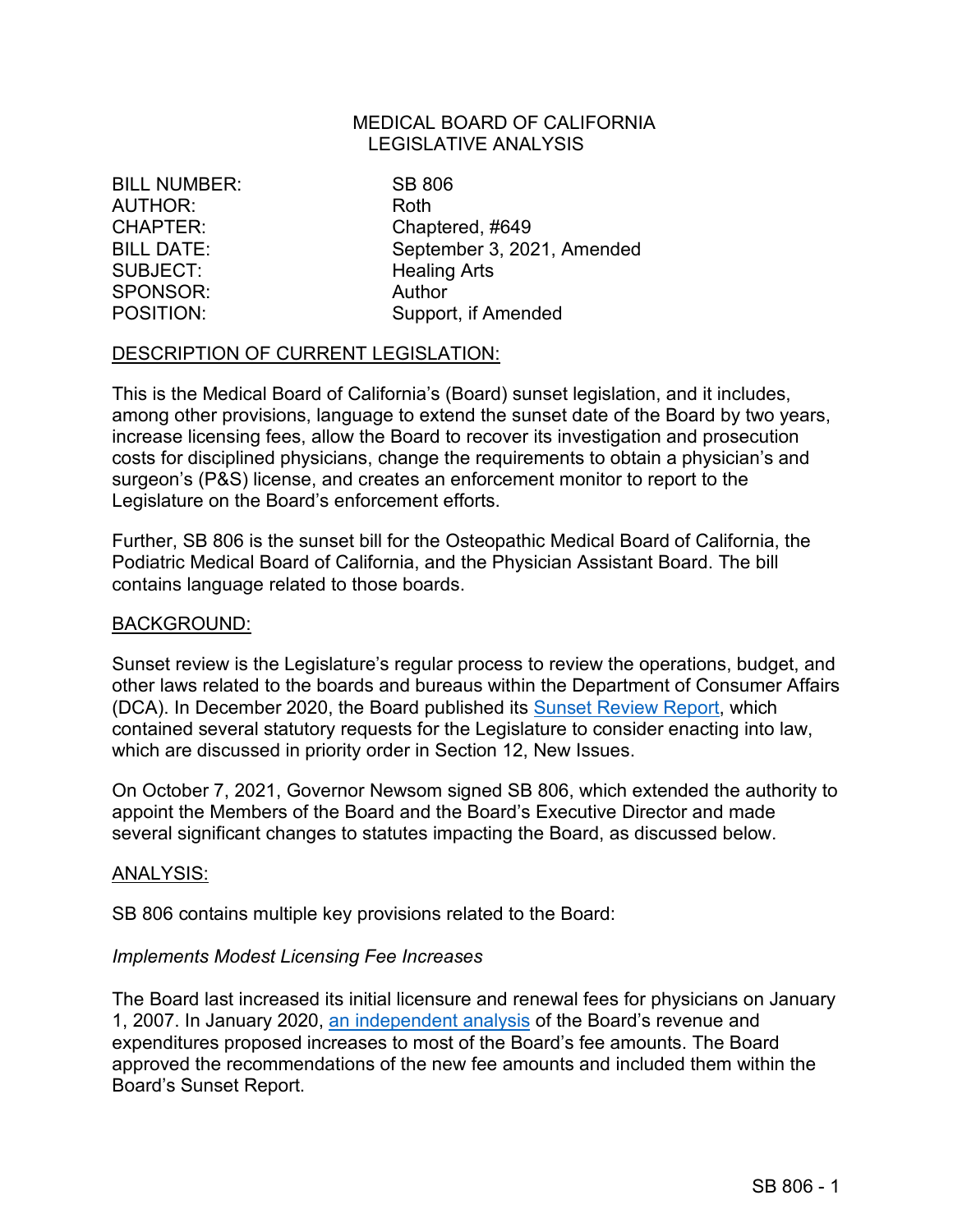MEDICAL BOARD OF CALIFORNIA
LEGISLATIVE ANALYSIS

| | |
|---|---|
| BILL NUMBER: | SB 806 |
| AUTHOR: | Roth |
| CHAPTER: | Chaptered, #649 |
| BILL DATE: | September 3, 2021, Amended |
| SUBJECT: | Healing Arts |
| SPONSOR: | Author |
| POSITION: | Support, if Amended |

## DESCRIPTION OF CURRENT LEGISLATION:

This is the Medical Board of California's (Board) sunset legislation, and it includes, among other provisions, language to extend the sunset date of the Board by two years, increase licensing fees, allow the Board to recover its investigation and prosecution costs for disciplined physicians, change the requirements to obtain a physician's and surgeon's (P&S) license, and creates an enforcement monitor to report to the Legislature on the Board's enforcement efforts.

Further, SB 806 is the sunset bill for the Osteopathic Medical Board of California, the Podiatric Medical Board of California, and the Physician Assistant Board. The bill contains language related to those boards.

## BACKGROUND:

Sunset review is the Legislature's regular process to review the operations, budget, and other laws related to the boards and bureaus within the Department of Consumer Affairs (DCA). In December 2020, the Board published its Sunset Review Report, which contained several statutory requests for the Legislature to consider enacting into law, which are discussed in priority order in Section 12, New Issues.

On October 7, 2021, Governor Newsom signed SB 806, which extended the authority to appoint the Members of the Board and the Board's Executive Director and made several significant changes to statutes impacting the Board, as discussed below.

## ANALYSIS:

SB 806 contains multiple key provisions related to the Board:

*Implements Modest Licensing Fee Increases*

The Board last increased its initial licensure and renewal fees for physicians on January 1, 2007. In January 2020, an independent analysis of the Board's revenue and expenditures proposed increases to most of the Board's fee amounts. The Board approved the recommendations of the new fee amounts and included them within the Board's Sunset Report.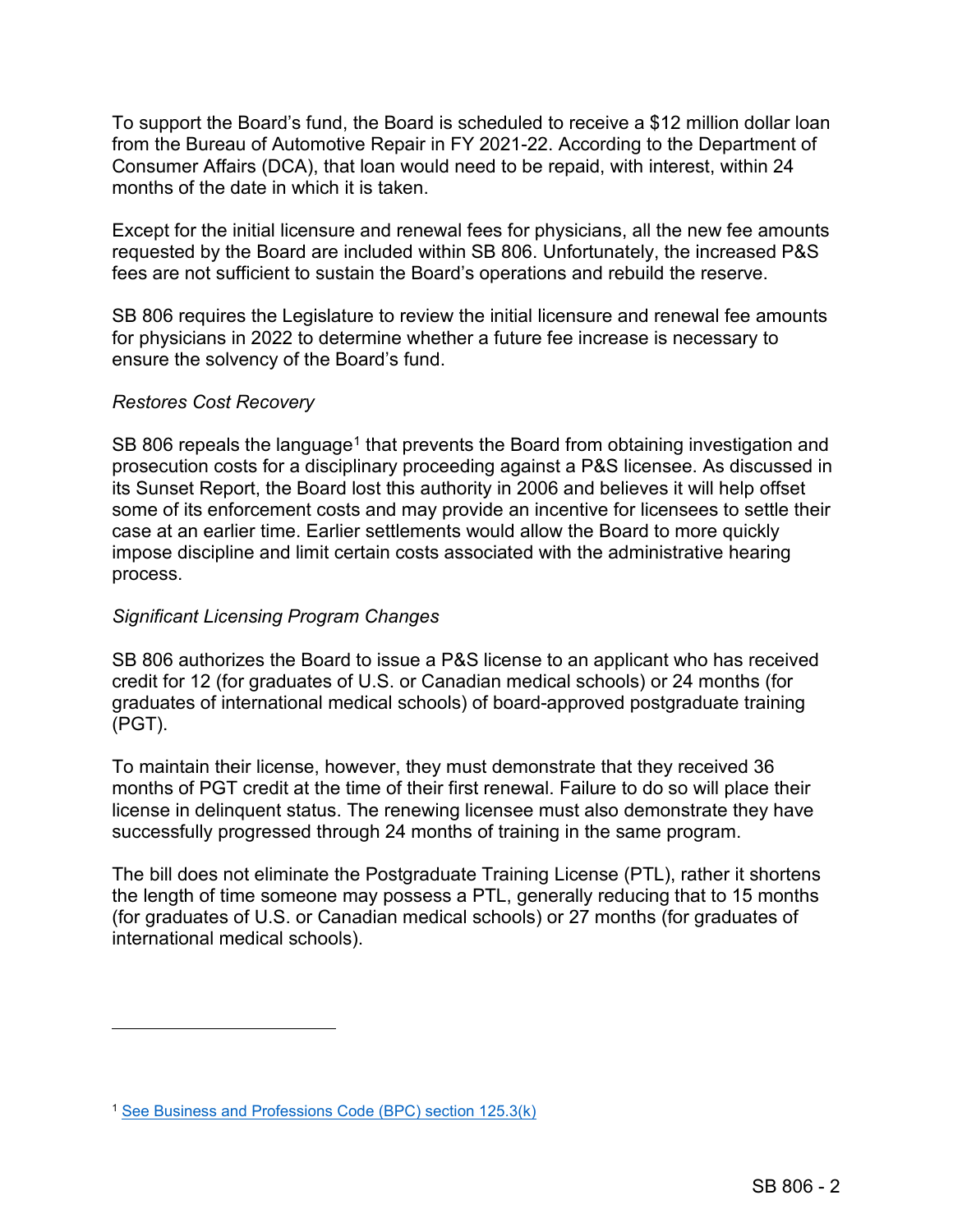To support the Board's fund, the Board is scheduled to receive a $12 million dollar loan from the Bureau of Automotive Repair in FY 2021-22. According to the Department of Consumer Affairs (DCA), that loan would need to be repaid, with interest, within 24 months of the date in which it is taken.

Except for the initial licensure and renewal fees for physicians, all the new fee amounts requested by the Board are included within SB 806. Unfortunately, the increased P&S fees are not sufficient to sustain the Board's operations and rebuild the reserve.

SB 806 requires the Legislature to review the initial licensure and renewal fee amounts for physicians in 2022 to determine whether a future fee increase is necessary to ensure the solvency of the Board's fund.

*Restores Cost Recovery*

SB 806 repeals the language[1] that prevents the Board from obtaining investigation and prosecution costs for a disciplinary proceeding against a P&S licensee. As discussed in its Sunset Report, the Board lost this authority in 2006 and believes it will help offset some of its enforcement costs and may provide an incentive for licensees to settle their case at an earlier time. Earlier settlements would allow the Board to more quickly impose discipline and limit certain costs associated with the administrative hearing process.

*Significant Licensing Program Changes*

SB 806 authorizes the Board to issue a P&S license to an applicant who has received credit for 12 (for graduates of U.S. or Canadian medical schools) or 24 months (for graduates of international medical schools) of board-approved postgraduate training (PGT).

To maintain their license, however, they must demonstrate that they received 36 months of PGT credit at the time of their first renewal. Failure to do so will place their license in delinquent status. The renewing licensee must also demonstrate they have successfully progressed through 24 months of training in the same program.

The bill does not eliminate the Postgraduate Training License (PTL), rather it shortens the length of time someone may possess a PTL, generally reducing that to 15 months (for graduates of U.S. or Canadian medical schools) or 27 months (for graduates of international medical schools).

---

[1] See Business and Professions Code (BPC) section 125.3(k)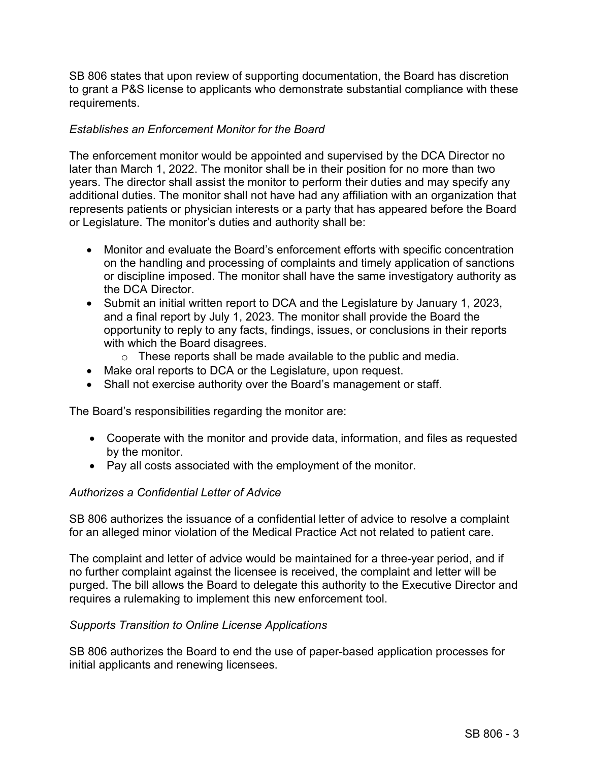SB 806 states that upon review of supporting documentation, the Board has discretion to grant a P&S license to applicants who demonstrate substantial compliance with these requirements.

*Establishes an Enforcement Monitor for the Board*

The enforcement monitor would be appointed and supervised by the DCA Director no later than March 1, 2022. The monitor shall be in their position for no more than two years. The director shall assist the monitor to perform their duties and may specify any additional duties. The monitor shall not have had any affiliation with an organization that represents patients or physician interests or a party that has appeared before the Board or Legislature. The monitor's duties and authority shall be:

- Monitor and evaluate the Board's enforcement efforts with specific concentration on the handling and processing of complaints and timely application of sanctions or discipline imposed. The monitor shall have the same investigatory authority as the DCA Director.
- Submit an initial written report to DCA and the Legislature by January 1, 2023, and a final report by July 1, 2023. The monitor shall provide the Board the opportunity to reply to any facts, findings, issues, or conclusions in their reports with which the Board disagrees.
  - These reports shall be made available to the public and media.
- Make oral reports to DCA or the Legislature, upon request.
- Shall not exercise authority over the Board's management or staff.

The Board's responsibilities regarding the monitor are:

- Cooperate with the monitor and provide data, information, and files as requested by the monitor.
- Pay all costs associated with the employment of the monitor.

*Authorizes a Confidential Letter of Advice*

SB 806 authorizes the issuance of a confidential letter of advice to resolve a complaint for an alleged minor violation of the Medical Practice Act not related to patient care.

The complaint and letter of advice would be maintained for a three-year period, and if no further complaint against the licensee is received, the complaint and letter will be purged. The bill allows the Board to delegate this authority to the Executive Director and requires a rulemaking to implement this new enforcement tool.

*Supports Transition to Online License Applications*

SB 806 authorizes the Board to end the use of paper-based application processes for initial applicants and renewing licensees.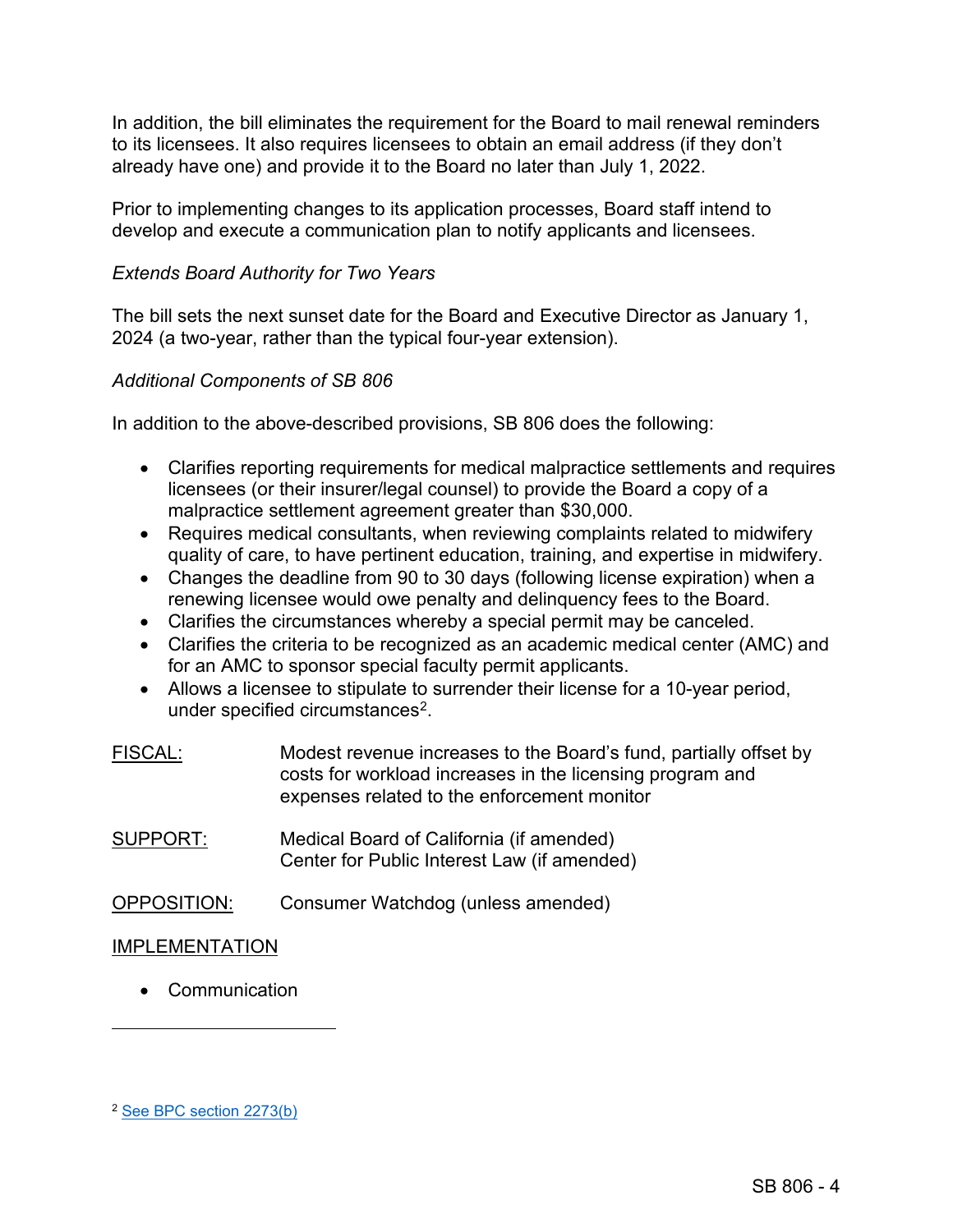In addition, the bill eliminates the requirement for the Board to mail renewal reminders to its licensees. It also requires licensees to obtain an email address (if they don't already have one) and provide it to the Board no later than July 1, 2022.

Prior to implementing changes to its application processes, Board staff intend to develop and execute a communication plan to notify applicants and licensees.

*Extends Board Authority for Two Years*

The bill sets the next sunset date for the Board and Executive Director as January 1, 2024 (a two-year, rather than the typical four-year extension).

*Additional Components of SB 806*

In addition to the above-described provisions, SB 806 does the following:

- Clarifies reporting requirements for medical malpractice settlements and requires licensees (or their insurer/legal counsel) to provide the Board a copy of a malpractice settlement agreement greater than $30,000.
- Requires medical consultants, when reviewing complaints related to midwifery quality of care, to have pertinent education, training, and expertise in midwifery.
- Changes the deadline from 90 to 30 days (following license expiration) when a renewing licensee would owe penalty and delinquency fees to the Board.
- Clarifies the circumstances whereby a special permit may be canceled.
- Clarifies the criteria to be recognized as an academic medical center (AMC) and for an AMC to sponsor special faculty permit applicants.
- Allows a licensee to stipulate to surrender their license for a 10-year period, under specified circumstances[2].

<u>FISCAL:</u> Modest revenue increases to the Board's fund, partially offset by costs for workload increases in the licensing program and expenses related to the enforcement monitor

<u>SUPPORT:</u> Medical Board of California (if amended)
Center for Public Interest Law (if amended)

<u>OPPOSITION:</u> Consumer Watchdog (unless amended)

<u>IMPLEMENTATION</u>

- Communication

---

[2] See BPC section 2273(b)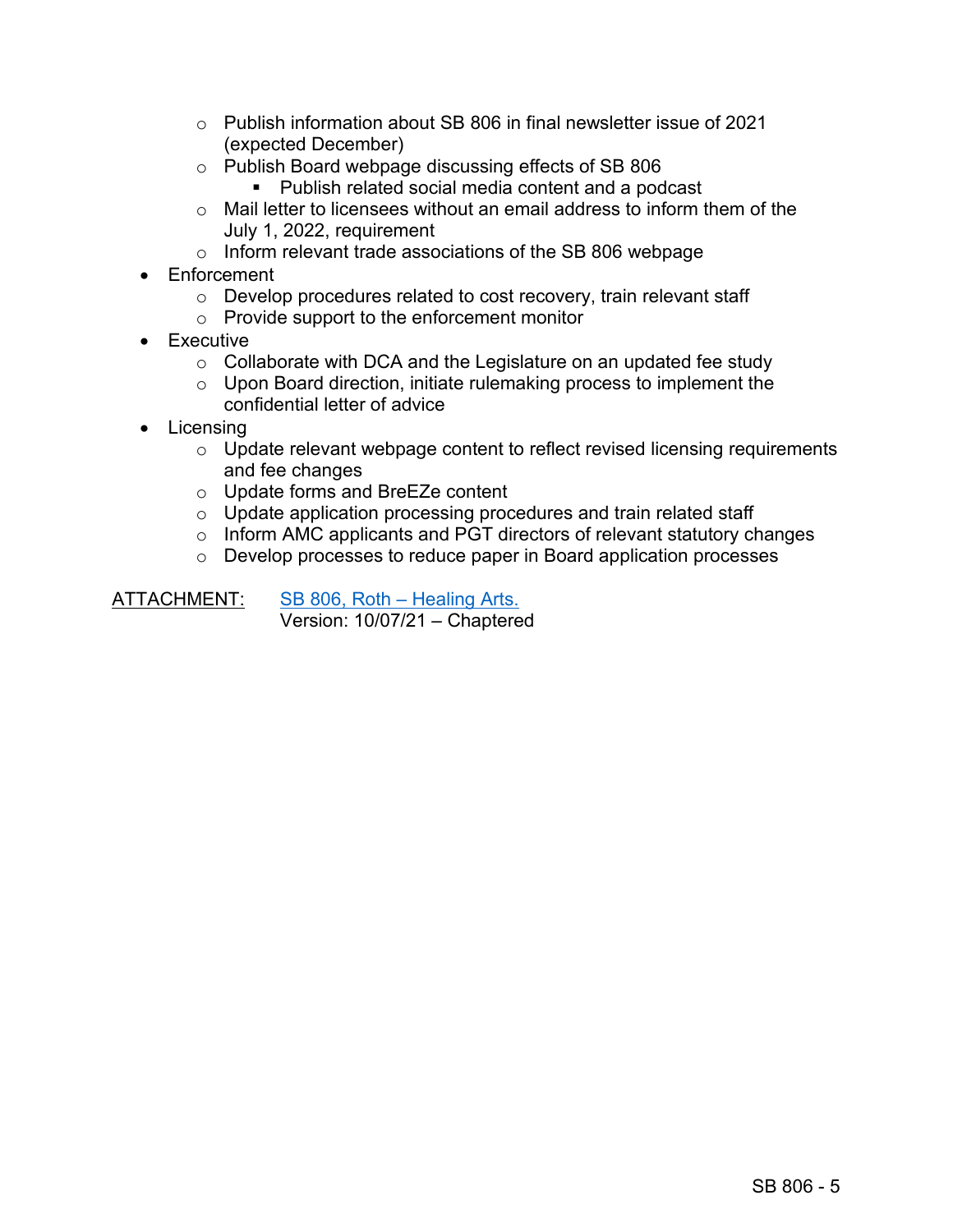- Publish information about SB 806 in final newsletter issue of 2021 (expected December)
    - Publish Board webpage discussing effects of SB 806
        - Publish related social media content and a podcast
    - Mail letter to licensees without an email address to inform them of the July 1, 2022, requirement
    - Inform relevant trade associations of the SB 806 webpage
- Enforcement
    - Develop procedures related to cost recovery, train relevant staff
    - Provide support to the enforcement monitor
- Executive
    - Collaborate with DCA and the Legislature on an updated fee study
    - Upon Board direction, initiate rulemaking process to implement the confidential letter of advice
- Licensing
    - Update relevant webpage content to reflect revised licensing requirements and fee changes
    - Update forms and BreEZe content
    - Update application processing procedures and train related staff
    - Inform AMC applicants and PGT directors of relevant statutory changes
    - Develop processes to reduce paper in Board application processes

<u>ATTACHMENT:</u> SB 806, Roth – Healing Arts.
Version: 10/07/21 – Chaptered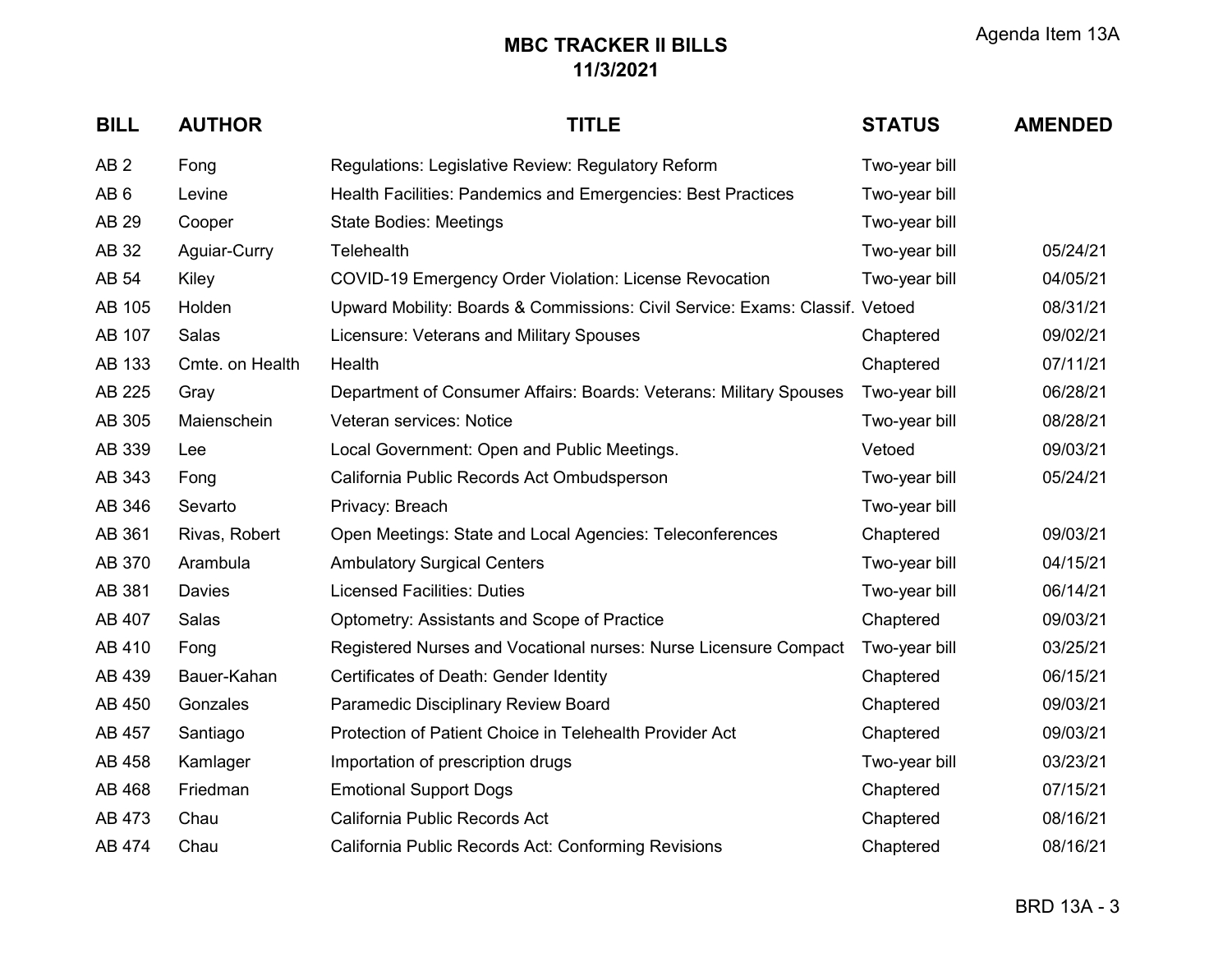Agenda Item 13A

# MBC TRACKER II BILLS
## 11/3/2021

| BILL | AUTHOR | TITLE | STATUS | AMENDED |
|---|---|---|---|---|
| AB 2 | Fong | Regulations: Legislative Review: Regulatory Reform | Two-year bill | |
| AB 6 | Levine | Health Facilities: Pandemics and Emergencies: Best Practices | Two-year bill | |
| AB 29 | Cooper | State Bodies: Meetings | Two-year bill | |
| AB 32 | Aguiar-Curry | Telehealth | Two-year bill | 05/24/21 |
| AB 54 | Kiley | COVID-19 Emergency Order Violation: License Revocation | Two-year bill | 04/05/21 |
| AB 105 | Holden | Upward Mobility: Boards & Commissions: Civil Service: Exams: Classif. | Vetoed | 08/31/21 |
| AB 107 | Salas | Licensure: Veterans and Military Spouses | Chaptered | 09/02/21 |
| AB 133 | Cmte. on Health | Health | Chaptered | 07/11/21 |
| AB 225 | Gray | Department of Consumer Affairs: Boards: Veterans: Military Spouses | Two-year bill | 06/28/21 |
| AB 305 | Maienschein | Veteran services: Notice | Two-year bill | 08/28/21 |
| AB 339 | Lee | Local Government: Open and Public Meetings. | Vetoed | 09/03/21 |
| AB 343 | Fong | California Public Records Act Ombudsperson | Two-year bill | 05/24/21 |
| AB 346 | Sevarto | Privacy: Breach | Two-year bill | |
| AB 361 | Rivas, Robert | Open Meetings: State and Local Agencies: Teleconferences | Chaptered | 09/03/21 |
| AB 370 | Arambula | Ambulatory Surgical Centers | Two-year bill | 04/15/21 |
| AB 381 | Davies | Licensed Facilities: Duties | Two-year bill | 06/14/21 |
| AB 407 | Salas | Optometry: Assistants and Scope of Practice | Chaptered | 09/03/21 |
| AB 410 | Fong | Registered Nurses and Vocational nurses: Nurse Licensure Compact | Two-year bill | 03/25/21 |
| AB 439 | Bauer-Kahan | Certificates of Death: Gender Identity | Chaptered | 06/15/21 |
| AB 450 | Gonzales | Paramedic Disciplinary Review Board | Chaptered | 09/03/21 |
| AB 457 | Santiago | Protection of Patient Choice in Telehealth Provider Act | Chaptered | 09/03/21 |
| AB 458 | Kamlager | Importation of prescription drugs | Two-year bill | 03/23/21 |
| AB 468 | Friedman | Emotional Support Dogs | Chaptered | 07/15/21 |
| AB 473 | Chau | California Public Records Act | Chaptered | 08/16/21 |
| AB 474 | Chau | California Public Records Act: Conforming Revisions | Chaptered | 08/16/21 |

BRD 13A - 3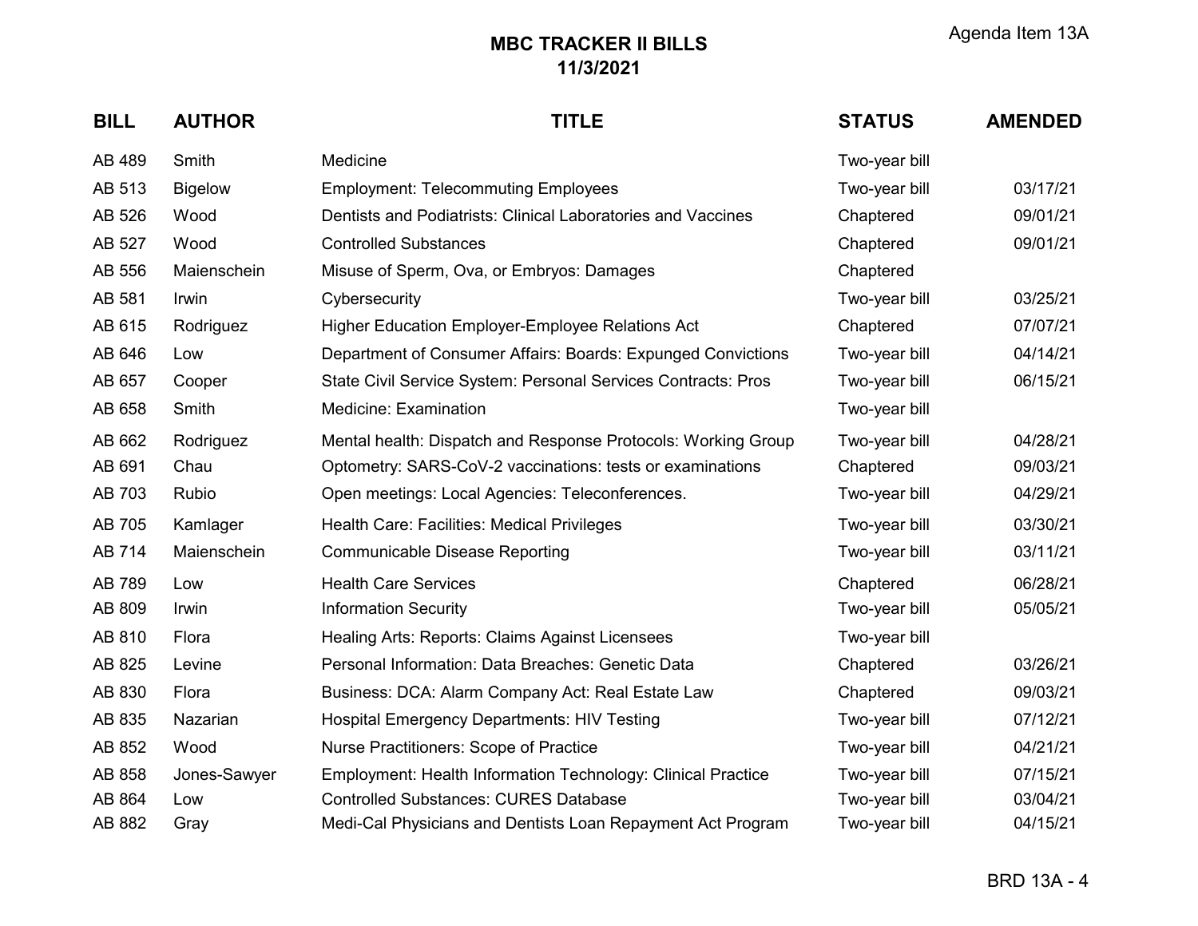Agenda Item 13A

# MBC TRACKER II BILLS
## 11/3/2021

| BILL | AUTHOR | TITLE | STATUS | AMENDED |
|---|---|---|---|---|
| AB 489 | Smith | Medicine | Two-year bill | |
| AB 513 | Bigelow | Employment: Telecommuting Employees | Two-year bill | 03/17/21 |
| AB 526 | Wood | Dentists and Podiatrists: Clinical Laboratories and Vaccines | Chaptered | 09/01/21 |
| AB 527 | Wood | Controlled Substances | Chaptered | 09/01/21 |
| AB 556 | Maienschein | Misuse of Sperm, Ova, or Embryos: Damages | Chaptered | |
| AB 581 | Irwin | Cybersecurity | Two-year bill | 03/25/21 |
| AB 615 | Rodriguez | Higher Education Employer-Employee Relations Act | Chaptered | 07/07/21 |
| AB 646 | Low | Department of Consumer Affairs: Boards: Expunged Convictions | Two-year bill | 04/14/21 |
| AB 657 | Cooper | State Civil Service System: Personal Services Contracts: Pros | Two-year bill | 06/15/21 |
| AB 658 | Smith | Medicine: Examination | Two-year bill | |
| AB 662 | Rodriguez | Mental health: Dispatch and Response Protocols: Working Group | Two-year bill | 04/28/21 |
| AB 691 | Chau | Optometry: SARS-CoV-2 vaccinations: tests or examinations | Chaptered | 09/03/21 |
| AB 703 | Rubio | Open meetings: Local Agencies: Teleconferences. | Two-year bill | 04/29/21 |
| AB 705 | Kamlager | Health Care: Facilities: Medical Privileges | Two-year bill | 03/30/21 |
| AB 714 | Maienschein | Communicable Disease Reporting | Two-year bill | 03/11/21 |
| AB 789 | Low | Health Care Services | Chaptered | 06/28/21 |
| AB 809 | Irwin | Information Security | Two-year bill | 05/05/21 |
| AB 810 | Flora | Healing Arts: Reports: Claims Against Licensees | Two-year bill | |
| AB 825 | Levine | Personal Information: Data Breaches: Genetic Data | Chaptered | 03/26/21 |
| AB 830 | Flora | Business: DCA: Alarm Company Act: Real Estate Law | Chaptered | 09/03/21 |
| AB 835 | Nazarian | Hospital Emergency Departments: HIV Testing | Two-year bill | 07/12/21 |
| AB 852 | Wood | Nurse Practitioners: Scope of Practice | Two-year bill | 04/21/21 |
| AB 858 | Jones-Sawyer | Employment: Health Information Technology: Clinical Practice | Two-year bill | 07/15/21 |
| AB 864 | Low | Controlled Substances: CURES Database | Two-year bill | 03/04/21 |
| AB 882 | Gray | Medi-Cal Physicians and Dentists Loan Repayment Act Program | Two-year bill | 04/15/21 |

BRD 13A - 4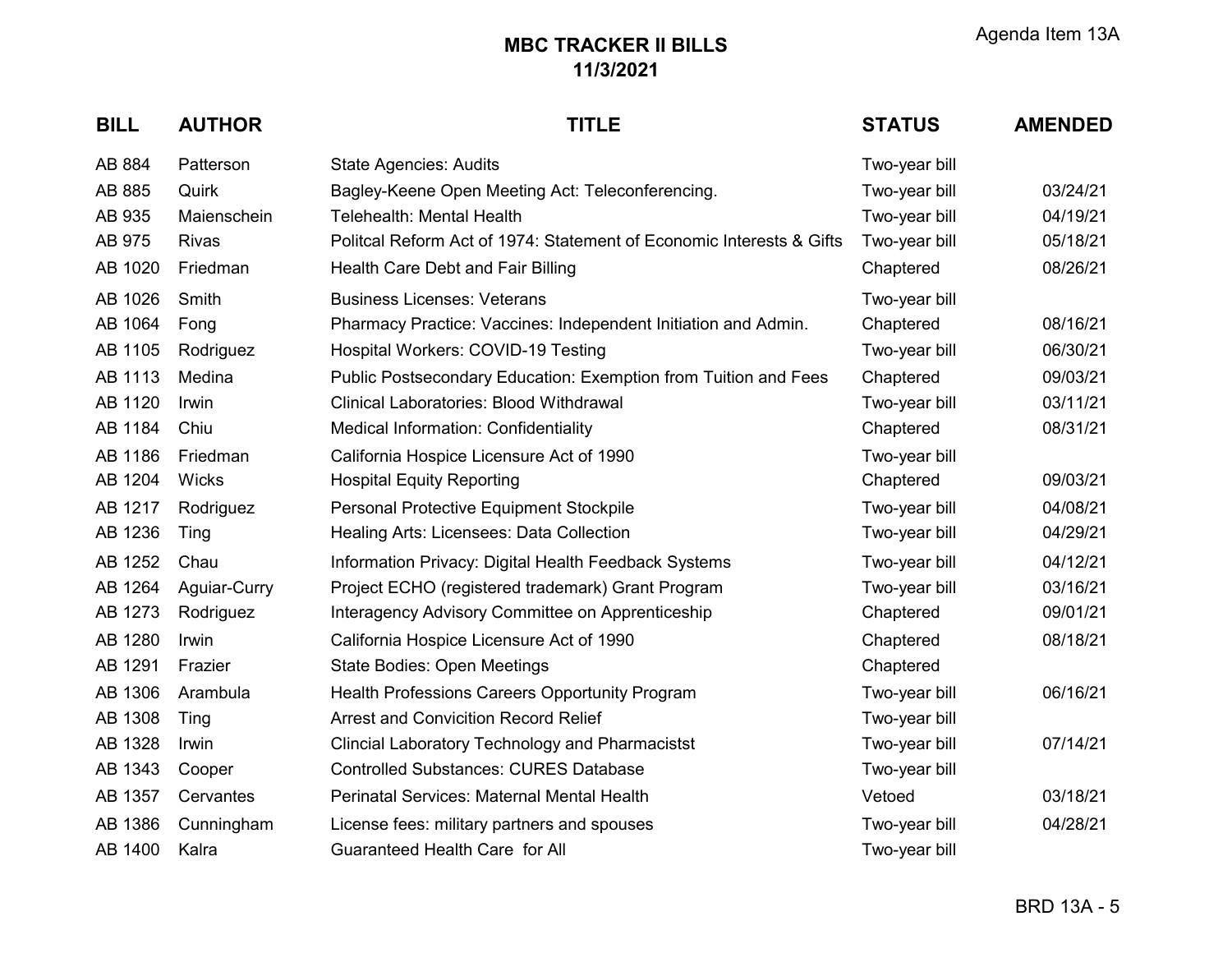Agenda Item 13A

# MBC TRACKER II BILLS
## 11/3/2021

| BILL | AUTHOR | TITLE | STATUS | AMENDED |
|---|---|---|---|---|
| AB 884 | Patterson | State Agencies: Audits | Two-year bill | |
| AB 885 | Quirk | Bagley-Keene Open Meeting Act: Teleconferencing. | Two-year bill | 03/24/21 |
| AB 935 | Maienschein | Telehealth: Mental Health | Two-year bill | 04/19/21 |
| AB 975 | Rivas | Politcal Reform Act of 1974: Statement of Economic Interests & Gifts | Two-year bill | 05/18/21 |
| AB 1020 | Friedman | Health Care Debt and Fair Billing | Chaptered | 08/26/21 |
| AB 1026 | Smith | Business Licenses: Veterans | Two-year bill | |
| AB 1064 | Fong | Pharmacy Practice: Vaccines: Independent Initiation and Admin. | Chaptered | 08/16/21 |
| AB 1105 | Rodriguez | Hospital Workers: COVID-19 Testing | Two-year bill | 06/30/21 |
| AB 1113 | Medina | Public Postsecondary Education: Exemption from Tuition and Fees | Chaptered | 09/03/21 |
| AB 1120 | Irwin | Clinical Laboratories: Blood Withdrawal | Two-year bill | 03/11/21 |
| AB 1184 | Chiu | Medical Information: Confidentiality | Chaptered | 08/31/21 |
| AB 1186 | Friedman | California Hospice Licensure Act of 1990 | Two-year bill | |
| AB 1204 | Wicks | Hospital Equity Reporting | Chaptered | 09/03/21 |
| AB 1217 | Rodriguez | Personal Protective Equipment Stockpile | Two-year bill | 04/08/21 |
| AB 1236 | Ting | Healing Arts: Licensees: Data Collection | Two-year bill | 04/29/21 |
| AB 1252 | Chau | Information Privacy: Digital Health Feedback Systems | Two-year bill | 04/12/21 |
| AB 1264 | Aguiar-Curry | Project ECHO (registered trademark) Grant Program | Two-year bill | 03/16/21 |
| AB 1273 | Rodriguez | Interagency Advisory Committee on Apprenticeship | Chaptered | 09/01/21 |
| AB 1280 | Irwin | California Hospice Licensure Act of 1990 | Chaptered | 08/18/21 |
| AB 1291 | Frazier | State Bodies: Open Meetings | Chaptered | |
| AB 1306 | Arambula | Health Professions Careers Opportunity Program | Two-year bill | 06/16/21 |
| AB 1308 | Ting | Arrest and Convicition Record Relief | Two-year bill | |
| AB 1328 | Irwin | Clincial Laboratory Technology and Pharmacistst | Two-year bill | 07/14/21 |
| AB 1343 | Cooper | Controlled Substances: CURES Database | Two-year bill | |
| AB 1357 | Cervantes | Perinatal Services: Maternal Mental Health | Vetoed | 03/18/21 |
| AB 1386 | Cunningham | License fees: military partners and spouses | Two-year bill | 04/28/21 |
| AB 1400 | Kalra | Guaranteed Health Care for All | Two-year bill | |

BRD 13A - 5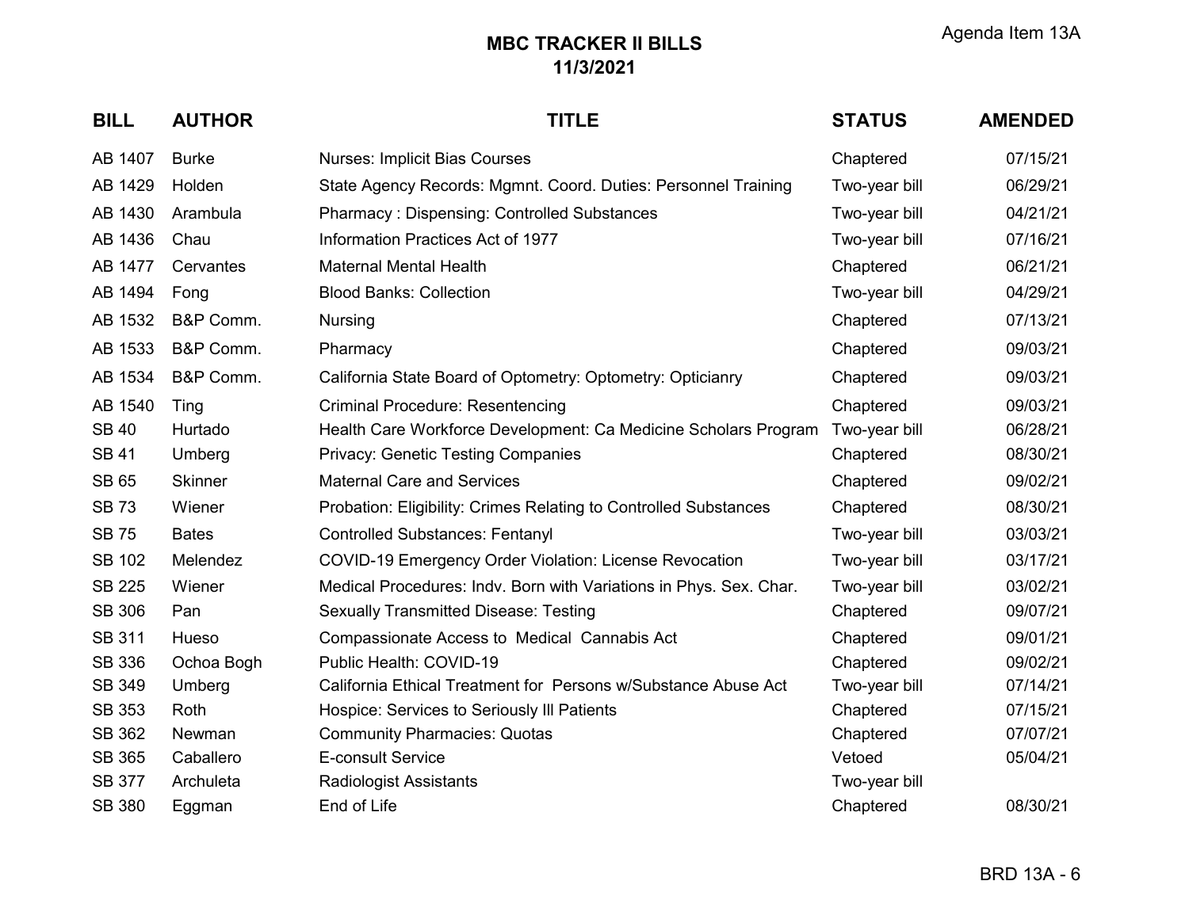# MBC TRACKER II BILLS
## 11/3/2021

| BILL | AUTHOR | TITLE | STATUS | AMENDED |
|---|---|---|---|---|
| AB 1407 | Burke | Nurses: Implicit Bias Courses | Chaptered | 07/15/21 |
| AB 1429 | Holden | State Agency Records: Mgmnt. Coord. Duties: Personnel Training | Two-year bill | 06/29/21 |
| AB 1430 | Arambula | Pharmacy : Dispensing: Controlled Substances | Two-year bill | 04/21/21 |
| AB 1436 | Chau | Information Practices Act of 1977 | Two-year bill | 07/16/21 |
| AB 1477 | Cervantes | Maternal Mental Health | Chaptered | 06/21/21 |
| AB 1494 | Fong | Blood Banks: Collection | Two-year bill | 04/29/21 |
| AB 1532 | B&P Comm. | Nursing | Chaptered | 07/13/21 |
| AB 1533 | B&P Comm. | Pharmacy | Chaptered | 09/03/21 |
| AB 1534 | B&P Comm. | California State Board of Optometry: Optometry: Opticianry | Chaptered | 09/03/21 |
| AB 1540 | Ting | Criminal Procedure: Resentencing | Chaptered | 09/03/21 |
| SB 40 | Hurtado | Health Care Workforce Development: Ca Medicine Scholars Program | Two-year bill | 06/28/21 |
| SB 41 | Umberg | Privacy: Genetic Testing Companies | Chaptered | 08/30/21 |
| SB 65 | Skinner | Maternal Care and Services | Chaptered | 09/02/21 |
| SB 73 | Wiener | Probation: Eligibility: Crimes Relating to Controlled Substances | Chaptered | 08/30/21 |
| SB 75 | Bates | Controlled Substances: Fentanyl | Two-year bill | 03/03/21 |
| SB 102 | Melendez | COVID-19 Emergency Order Violation: License Revocation | Two-year bill | 03/17/21 |
| SB 225 | Wiener | Medical Procedures: Indv. Born with Variations in Phys. Sex. Char. | Two-year bill | 03/02/21 |
| SB 306 | Pan | Sexually Transmitted Disease: Testing | Chaptered | 09/07/21 |
| SB 311 | Hueso | Compassionate Access to Medical Cannabis Act | Chaptered | 09/01/21 |
| SB 336 | Ochoa Bogh | Public Health: COVID-19 | Chaptered | 09/02/21 |
| SB 349 | Umberg | California Ethical Treatment for Persons w/Substance Abuse Act | Two-year bill | 07/14/21 |
| SB 353 | Roth | Hospice: Services to Seriously Ill Patients | Chaptered | 07/15/21 |
| SB 362 | Newman | Community Pharmacies: Quotas | Chaptered | 07/07/21 |
| SB 365 | Caballero | E-consult Service | Vetoed | 05/04/21 |
| SB 377 | Archuleta | Radiologist Assistants | Two-year bill | |
| SB 380 | Eggman | End of Life | Chaptered | 08/30/21 |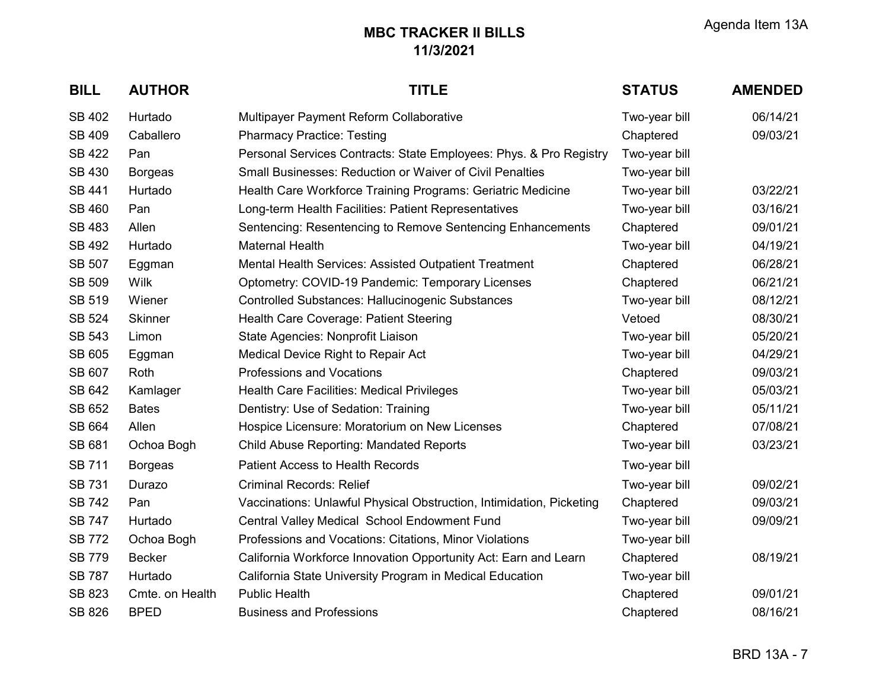Agenda Item 13A

# MBC TRACKER II BILLS
## 11/3/2021

| BILL | AUTHOR | TITLE | STATUS | AMENDED |
|---|---|---|---|---|
| SB 402 | Hurtado | Multipayer Payment Reform Collaborative | Two-year bill | 06/14/21 |
| SB 409 | Caballero | Pharmacy Practice: Testing | Chaptered | 09/03/21 |
| SB 422 | Pan | Personal Services Contracts: State Employees: Phys. & Pro Registry | Two-year bill | |
| SB 430 | Borgeas | Small Businesses: Reduction or Waiver of Civil Penalties | Two-year bill | |
| SB 441 | Hurtado | Health Care Workforce Training Programs: Geriatric Medicine | Two-year bill | 03/22/21 |
| SB 460 | Pan | Long-term Health Facilities: Patient Representatives | Two-year bill | 03/16/21 |
| SB 483 | Allen | Sentencing: Resentencing to Remove Sentencing Enhancements | Chaptered | 09/01/21 |
| SB 492 | Hurtado | Maternal Health | Two-year bill | 04/19/21 |
| SB 507 | Eggman | Mental Health Services: Assisted Outpatient Treatment | Chaptered | 06/28/21 |
| SB 509 | Wilk | Optometry: COVID-19 Pandemic: Temporary Licenses | Chaptered | 06/21/21 |
| SB 519 | Wiener | Controlled Substances: Hallucinogenic Substances | Two-year bill | 08/12/21 |
| SB 524 | Skinner | Health Care Coverage: Patient Steering | Vetoed | 08/30/21 |
| SB 543 | Limon | State Agencies: Nonprofit Liaison | Two-year bill | 05/20/21 |
| SB 605 | Eggman | Medical Device Right to Repair Act | Two-year bill | 04/29/21 |
| SB 607 | Roth | Professions and Vocations | Chaptered | 09/03/21 |
| SB 642 | Kamlager | Health Care Facilities: Medical Privileges | Two-year bill | 05/03/21 |
| SB 652 | Bates | Dentistry: Use of Sedation: Training | Two-year bill | 05/11/21 |
| SB 664 | Allen | Hospice Licensure: Moratorium on New Licenses | Chaptered | 07/08/21 |
| SB 681 | Ochoa Bogh | Child Abuse Reporting: Mandated Reports | Two-year bill | 03/23/21 |
| SB 711 | Borgeas | Patient Access to Health Records | Two-year bill | |
| SB 731 | Durazo | Criminal Records: Relief | Two-year bill | 09/02/21 |
| SB 742 | Pan | Vaccinations: Unlawful Physical Obstruction, Intimidation, Picketing | Chaptered | 09/03/21 |
| SB 747 | Hurtado | Central Valley Medical School Endowment Fund | Two-year bill | 09/09/21 |
| SB 772 | Ochoa Bogh | Professions and Vocations: Citations, Minor Violations | Two-year bill | |
| SB 779 | Becker | California Workforce Innovation Opportunity Act: Earn and Learn | Chaptered | 08/19/21 |
| SB 787 | Hurtado | California State University Program in Medical Education | Two-year bill | |
| SB 823 | Cmte. on Health | Public Health | Chaptered | 09/01/21 |
| SB 826 | BPED | Business and Professions | Chaptered | 08/16/21 |

BRD 13A - 7